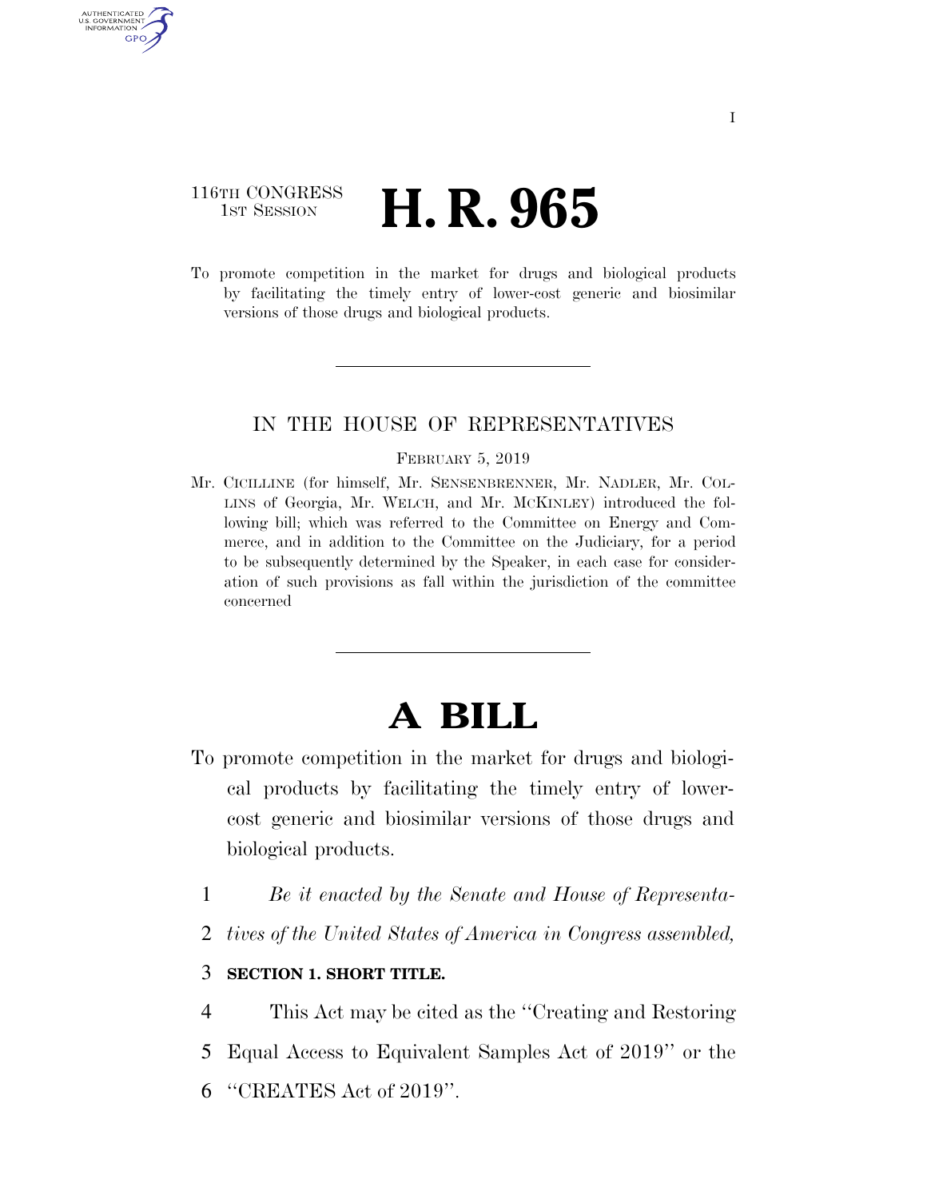116TH CONGRESS
1ST SESSION

# H. R. 965

To promote competition in the market for drugs and biological products by facilitating the timely entry of lower-cost generic and biosimilar versions of those drugs and biological products.

---

IN THE HOUSE OF REPRESENTATIVES

FEBRUARY 5, 2019

Mr. CICILLINE (for himself, Mr. SENSENBRENNER, Mr. NADLER, Mr. COLLINS of Georgia, Mr. WELCH, and Mr. MCKINLEY) introduced the following bill; which was referred to the Committee on Energy and Commerce, and in addition to the Committee on the Judiciary, for a period to be subsequently determined by the Speaker, in each case for consideration of such provisions as fall within the jurisdiction of the committee concerned

---

# A BILL

To promote competition in the market for drugs and biological products by facilitating the timely entry of lower-cost generic and biosimilar versions of those drugs and biological products.

1 *Be it enacted by the Senate and House of Representa-*
2 *tives of the United States of America in Congress assembled,*

3 **SECTION 1. SHORT TITLE.**

4 This Act may be cited as the "Creating and Restoring
5 Equal Access to Equivalent Samples Act of 2019" or the
6 "CREATES Act of 2019".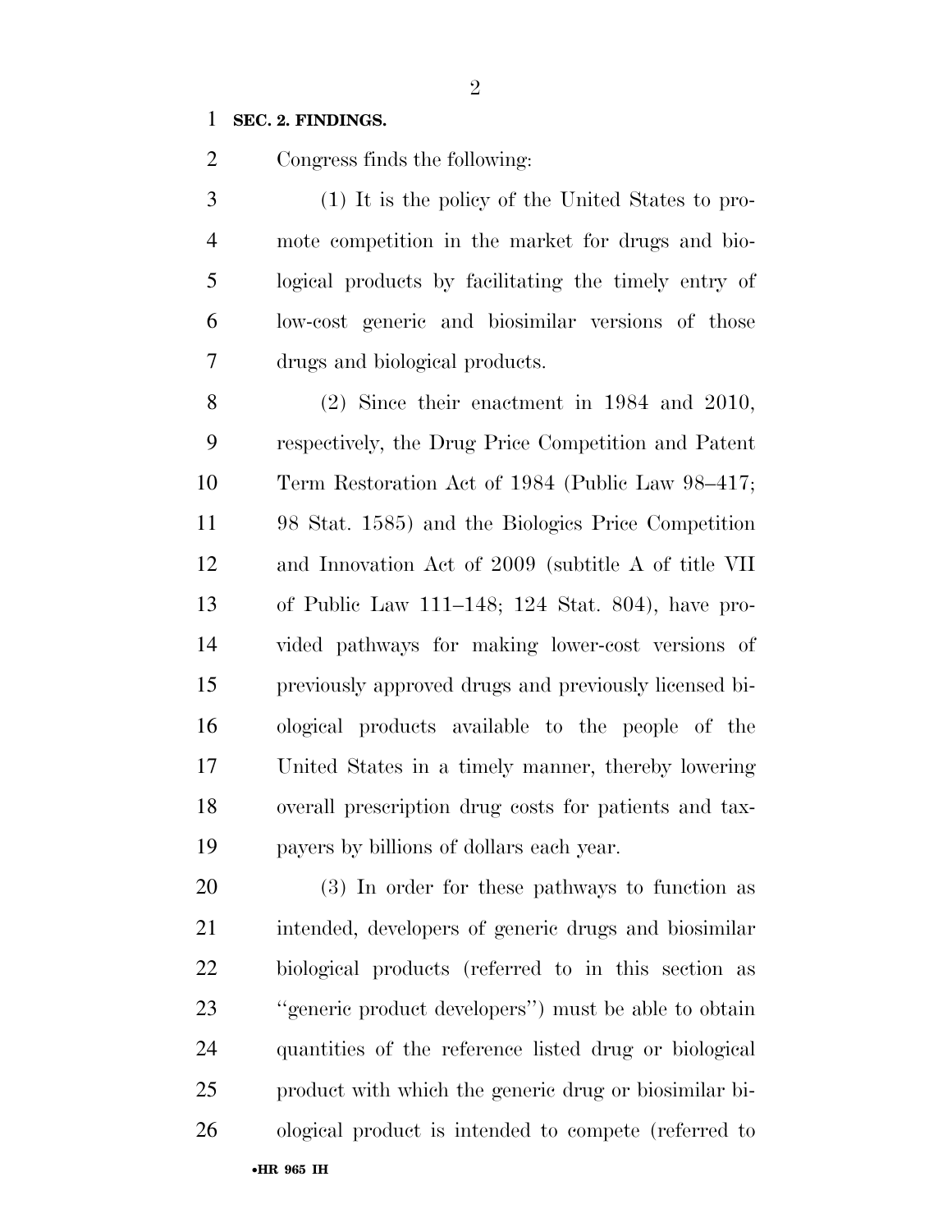**SEC. 2. FINDINGS.**

Congress finds the following:

(1) It is the policy of the United States to promote competition in the market for drugs and biological products by facilitating the timely entry of low-cost generic and biosimilar versions of those drugs and biological products.

(2) Since their enactment in 1984 and 2010, respectively, the Drug Price Competition and Patent Term Restoration Act of 1984 (Public Law 98–417; 98 Stat. 1585) and the Biologics Price Competition and Innovation Act of 2009 (subtitle A of title VII of Public Law 111–148; 124 Stat. 804), have provided pathways for making lower-cost versions of previously approved drugs and previously licensed biological products available to the people of the United States in a timely manner, thereby lowering overall prescription drug costs for patients and taxpayers by billions of dollars each year.

(3) In order for these pathways to function as intended, developers of generic drugs and biosimilar biological products (referred to in this section as ''generic product developers'') must be able to obtain quantities of the reference listed drug or biological product with which the generic drug or biosimilar biological product is intended to compete (referred to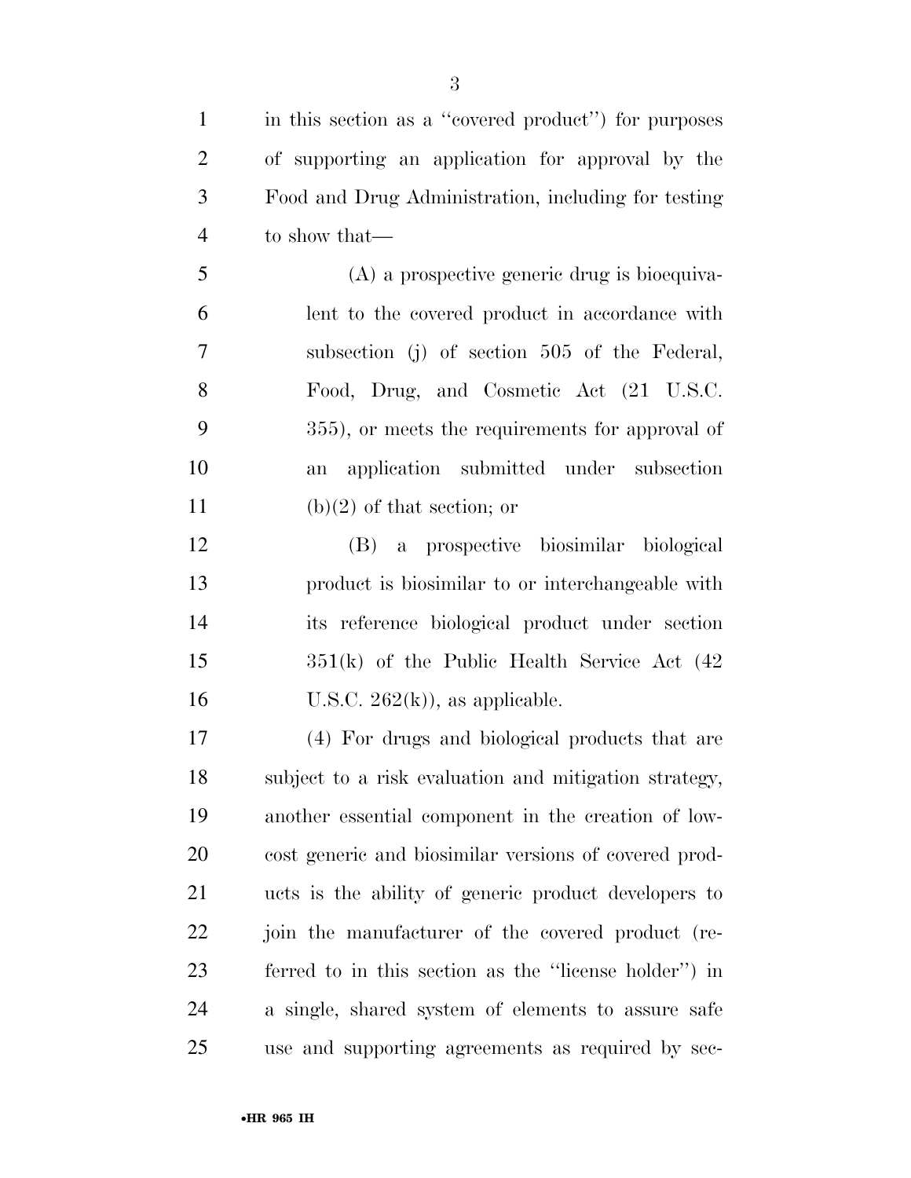in this section as a ''covered product'') for purposes of supporting an application for approval by the Food and Drug Administration, including for testing to show that—

(A) a prospective generic drug is bioequivalent to the covered product in accordance with subsection (j) of section 505 of the Federal, Food, Drug, and Cosmetic Act (21 U.S.C. 355), or meets the requirements for approval of an application submitted under subsection (b)(2) of that section; or

(B) a prospective biosimilar biological product is biosimilar to or interchangeable with its reference biological product under section 351(k) of the Public Health Service Act (42 U.S.C. 262(k)), as applicable.

(4) For drugs and biological products that are subject to a risk evaluation and mitigation strategy, another essential component in the creation of low-cost generic and biosimilar versions of covered products is the ability of generic product developers to join the manufacturer of the covered product (referred to in this section as the ''license holder'') in a single, shared system of elements to assure safe use and supporting agreements as required by sec-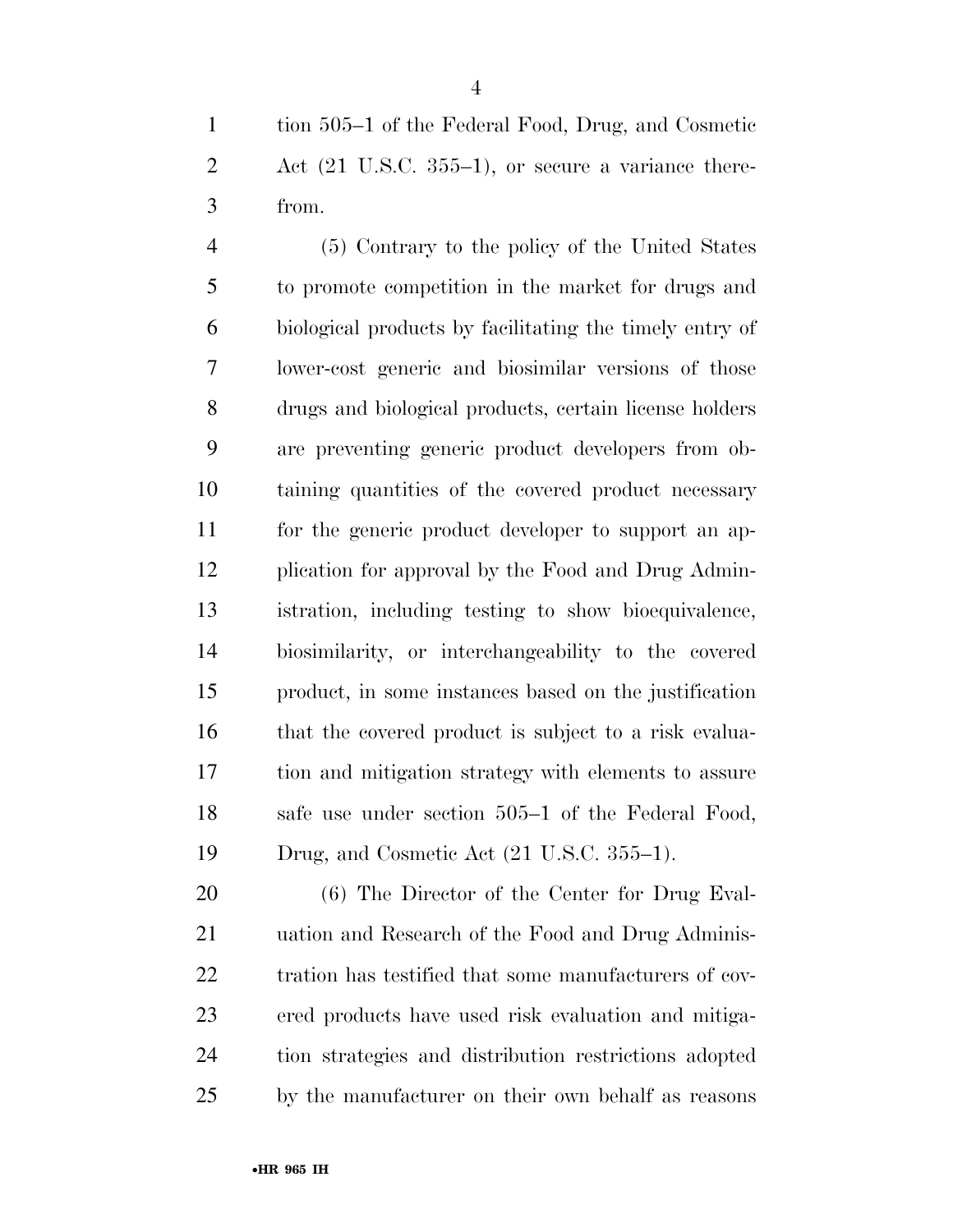tion 505–1 of the Federal Food, Drug, and Cosmetic Act (21 U.S.C. 355–1), or secure a variance therefrom.

(5) Contrary to the policy of the United States to promote competition in the market for drugs and biological products by facilitating the timely entry of lower-cost generic and biosimilar versions of those drugs and biological products, certain license holders are preventing generic product developers from obtaining quantities of the covered product necessary for the generic product developer to support an application for approval by the Food and Drug Administration, including testing to show bioequivalence, biosimilarity, or interchangeability to the covered product, in some instances based on the justification that the covered product is subject to a risk evaluation and mitigation strategy with elements to assure safe use under section 505–1 of the Federal Food, Drug, and Cosmetic Act (21 U.S.C. 355–1).

(6) The Director of the Center for Drug Evaluation and Research of the Food and Drug Administration has testified that some manufacturers of covered products have used risk evaluation and mitigation strategies and distribution restrictions adopted by the manufacturer on their own behalf as reasons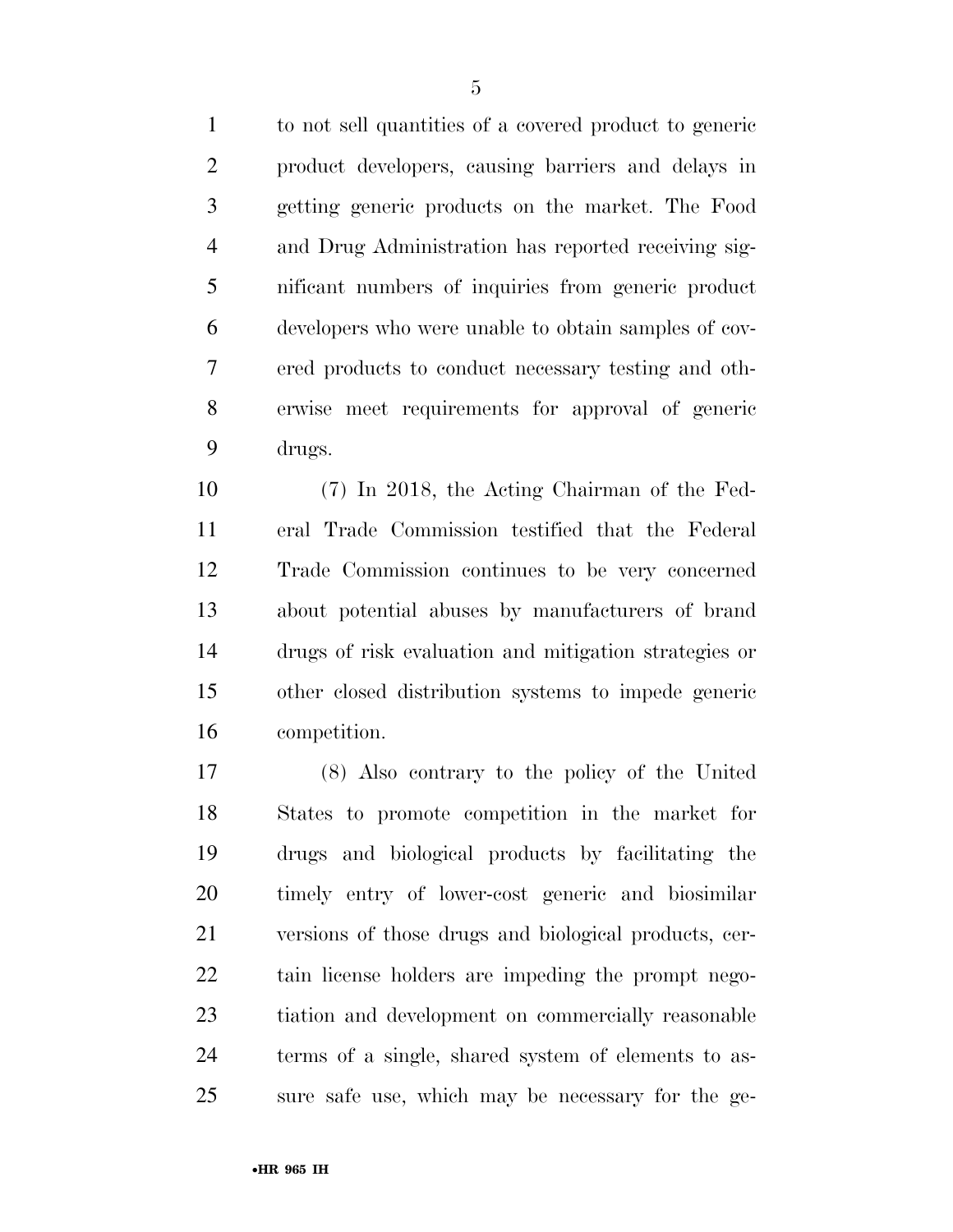to not sell quantities of a covered product to generic product developers, causing barriers and delays in getting generic products on the market. The Food and Drug Administration has reported receiving significant numbers of inquiries from generic product developers who were unable to obtain samples of covered products to conduct necessary testing and otherwise meet requirements for approval of generic drugs.

(7) In 2018, the Acting Chairman of the Federal Trade Commission testified that the Federal Trade Commission continues to be very concerned about potential abuses by manufacturers of brand drugs of risk evaluation and mitigation strategies or other closed distribution systems to impede generic competition.

(8) Also contrary to the policy of the United States to promote competition in the market for drugs and biological products by facilitating the timely entry of lower-cost generic and biosimilar versions of those drugs and biological products, certain license holders are impeding the prompt negotiation and development on commercially reasonable terms of a single, shared system of elements to assure safe use, which may be necessary for the ge-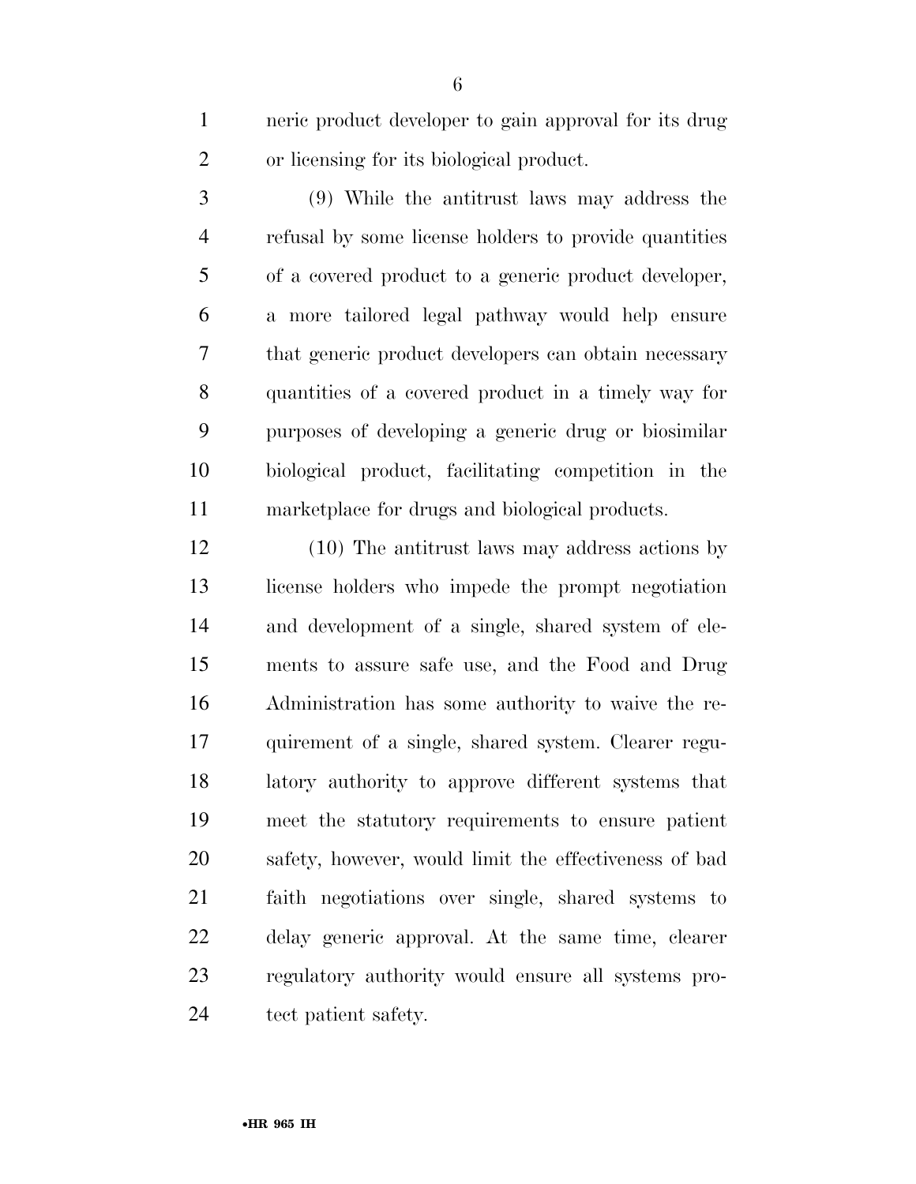neric product developer to gain approval for its drug or licensing for its biological product.

(9) While the antitrust laws may address the refusal by some license holders to provide quantities of a covered product to a generic product developer, a more tailored legal pathway would help ensure that generic product developers can obtain necessary quantities of a covered product in a timely way for purposes of developing a generic drug or biosimilar biological product, facilitating competition in the marketplace for drugs and biological products.

(10) The antitrust laws may address actions by license holders who impede the prompt negotiation and development of a single, shared system of elements to assure safe use, and the Food and Drug Administration has some authority to waive the requirement of a single, shared system. Clearer regulatory authority to approve different systems that meet the statutory requirements to ensure patient safety, however, would limit the effectiveness of bad faith negotiations over single, shared systems to delay generic approval. At the same time, clearer regulatory authority would ensure all systems protect patient safety.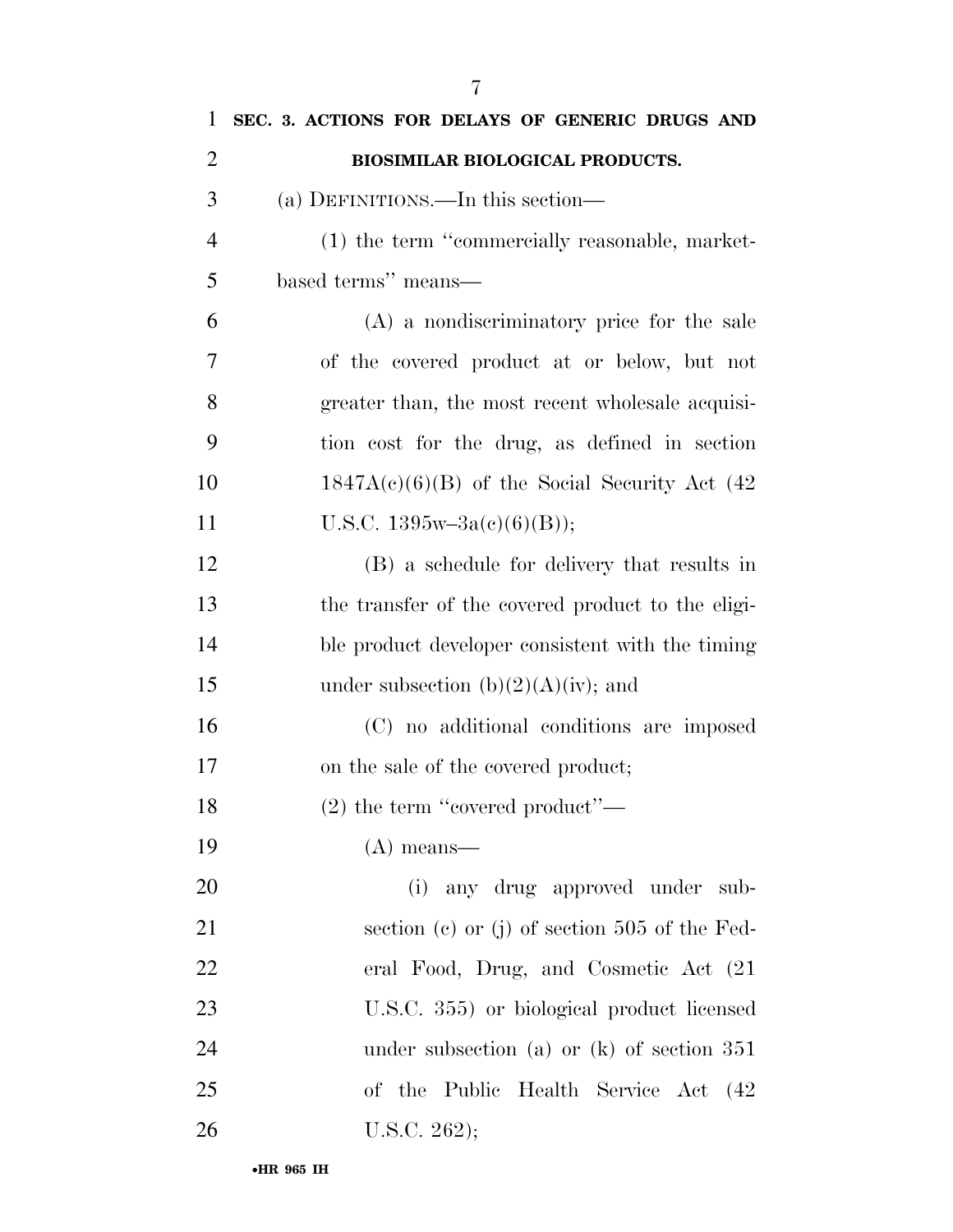**SEC. 3. ACTIONS FOR DELAYS OF GENERIC DRUGS AND BIOSIMILAR BIOLOGICAL PRODUCTS.**

(a) DEFINITIONS.—In this section—

(1) the term ''commercially reasonable, market-based terms'' means—

(A) a nondiscriminatory price for the sale of the covered product at or below, but not greater than, the most recent wholesale acquisition cost for the drug, as defined in section 1847A(c)(6)(B) of the Social Security Act (42 U.S.C. 1395w–3a(c)(6)(B));

(B) a schedule for delivery that results in the transfer of the covered product to the eligible product developer consistent with the timing under subsection (b)(2)(A)(iv); and

(C) no additional conditions are imposed on the sale of the covered product;

(2) the term ''covered product''—

(A) means—

(i) any drug approved under subsection (c) or (j) of section 505 of the Federal Food, Drug, and Cosmetic Act (21 U.S.C. 355) or biological product licensed under subsection (a) or (k) of section 351 of the Public Health Service Act (42 U.S.C. 262);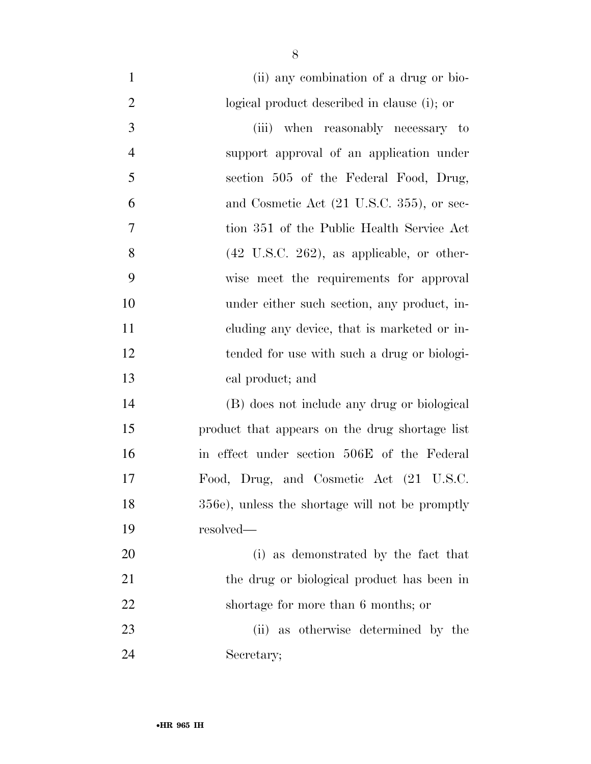(ii) any combination of a drug or biological product described in clause (i); or

(iii) when reasonably necessary to support approval of an application under section 505 of the Federal Food, Drug, and Cosmetic Act (21 U.S.C. 355), or section 351 of the Public Health Service Act (42 U.S.C. 262), as applicable, or otherwise meet the requirements for approval under either such section, any product, including any device, that is marketed or intended for use with such a drug or biological product; and

(B) does not include any drug or biological product that appears on the drug shortage list in effect under section 506E of the Federal Food, Drug, and Cosmetic Act (21 U.S.C. 356e), unless the shortage will not be promptly resolved—

(i) as demonstrated by the fact that the drug or biological product has been in shortage for more than 6 months; or

(ii) as otherwise determined by the Secretary;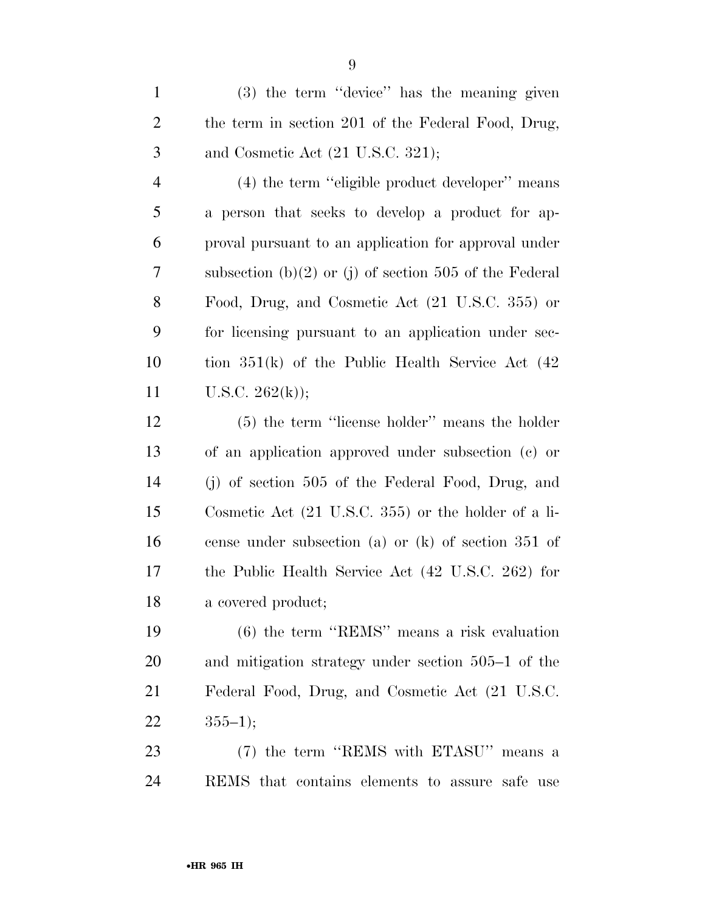(3) the term ''device'' has the meaning given the term in section 201 of the Federal Food, Drug, and Cosmetic Act (21 U.S.C. 321);

(4) the term ''eligible product developer'' means a person that seeks to develop a product for approval pursuant to an application for approval under subsection (b)(2) or (j) of section 505 of the Federal Food, Drug, and Cosmetic Act (21 U.S.C. 355) or for licensing pursuant to an application under section 351(k) of the Public Health Service Act (42 U.S.C. 262(k));

(5) the term ''license holder'' means the holder of an application approved under subsection (c) or (j) of section 505 of the Federal Food, Drug, and Cosmetic Act (21 U.S.C. 355) or the holder of a license under subsection (a) or (k) of section 351 of the Public Health Service Act (42 U.S.C. 262) for a covered product;

(6) the term ''REMS'' means a risk evaluation and mitigation strategy under section 505–1 of the Federal Food, Drug, and Cosmetic Act (21 U.S.C. 355–1);

(7) the term ''REMS with ETASU'' means a REMS that contains elements to assure safe use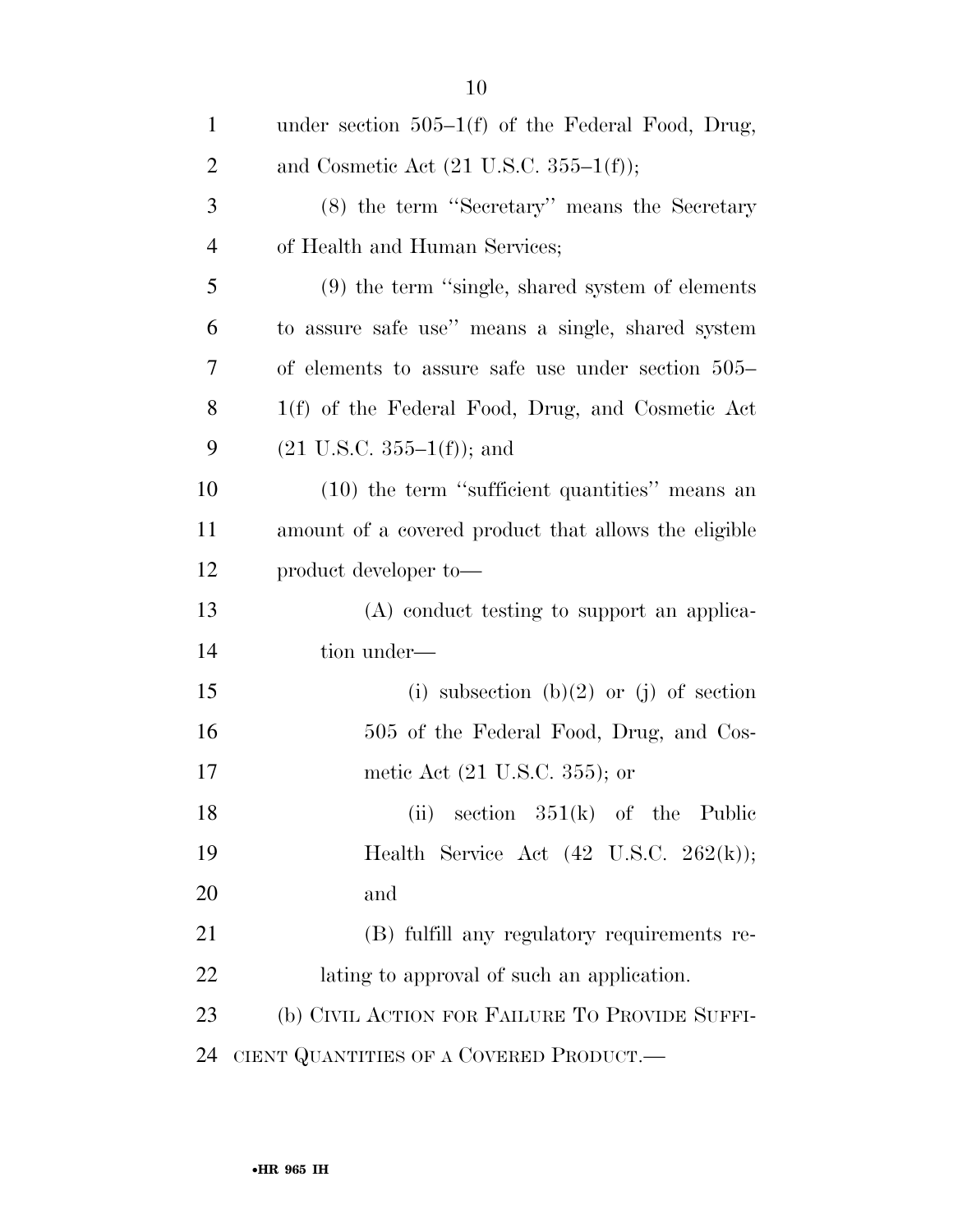under section 505–1(f) of the Federal Food, Drug, and Cosmetic Act (21 U.S.C. 355–1(f));

(8) the term ''Secretary'' means the Secretary of Health and Human Services;

(9) the term ''single, shared system of elements to assure safe use'' means a single, shared system of elements to assure safe use under section 505–1(f) of the Federal Food, Drug, and Cosmetic Act (21 U.S.C. 355–1(f)); and

(10) the term ''sufficient quantities'' means an amount of a covered product that allows the eligible product developer to—

(A) conduct testing to support an application under—

(i) subsection (b)(2) or (j) of section 505 of the Federal Food, Drug, and Cosmetic Act (21 U.S.C. 355); or

(ii) section 351(k) of the Public Health Service Act (42 U.S.C. 262(k)); and

(B) fulfill any regulatory requirements relating to approval of such an application.

(b) CIVIL ACTION FOR FAILURE TO PROVIDE SUFFICIENT QUANTITIES OF A COVERED PRODUCT.—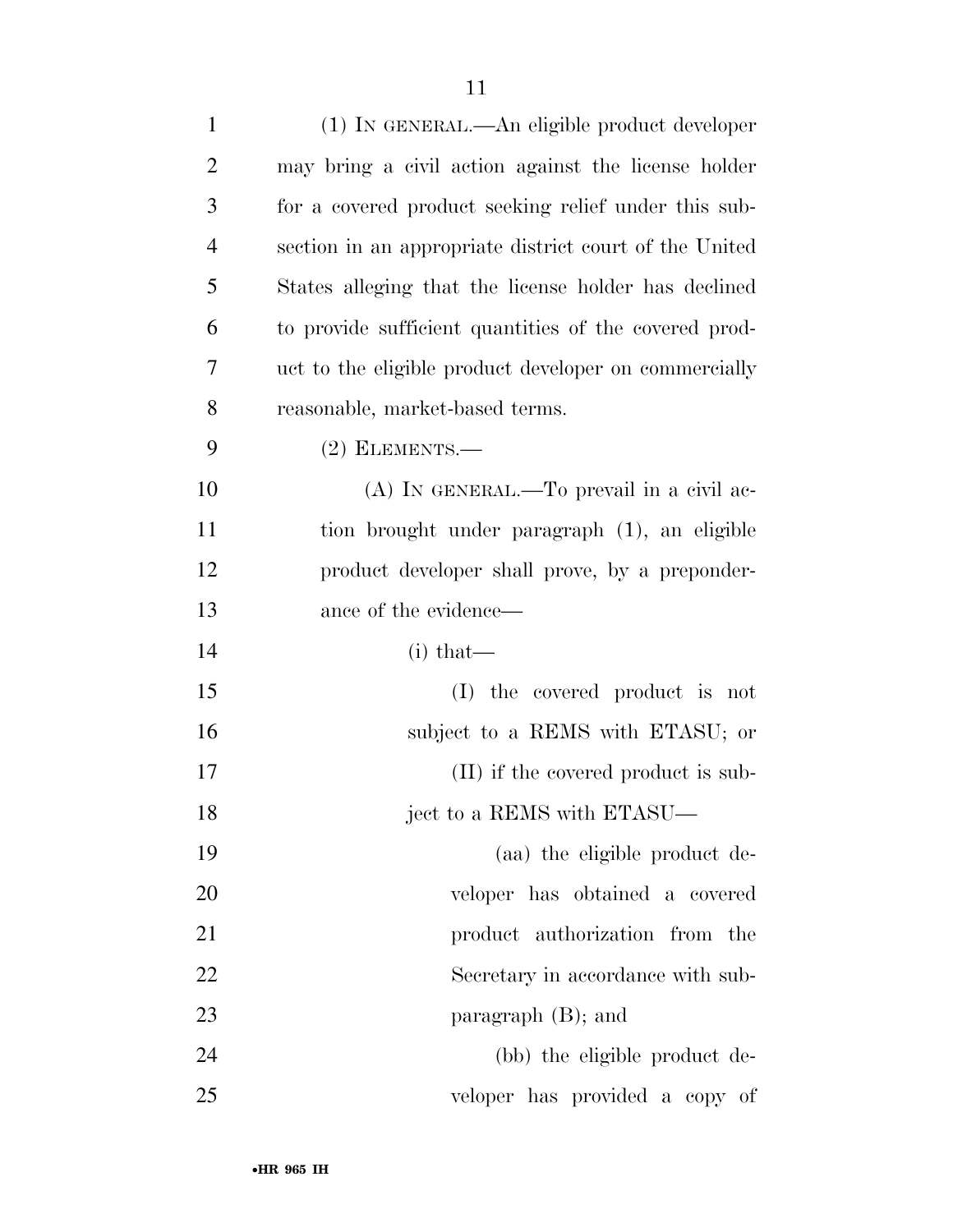(1) IN GENERAL.—An eligible product developer may bring a civil action against the license holder for a covered product seeking relief under this subsection in an appropriate district court of the United States alleging that the license holder has declined to provide sufficient quantities of the covered product to the eligible product developer on commercially reasonable, market-based terms.

(2) ELEMENTS.—

(A) IN GENERAL.—To prevail in a civil action brought under paragraph (1), an eligible product developer shall prove, by a preponderance of the evidence—

(i) that—

(I) the covered product is not subject to a REMS with ETASU; or

(II) if the covered product is subject to a REMS with ETASU—

(aa) the eligible product developer has obtained a covered product authorization from the Secretary in accordance with subparagraph (B); and

(bb) the eligible product developer has provided a copy of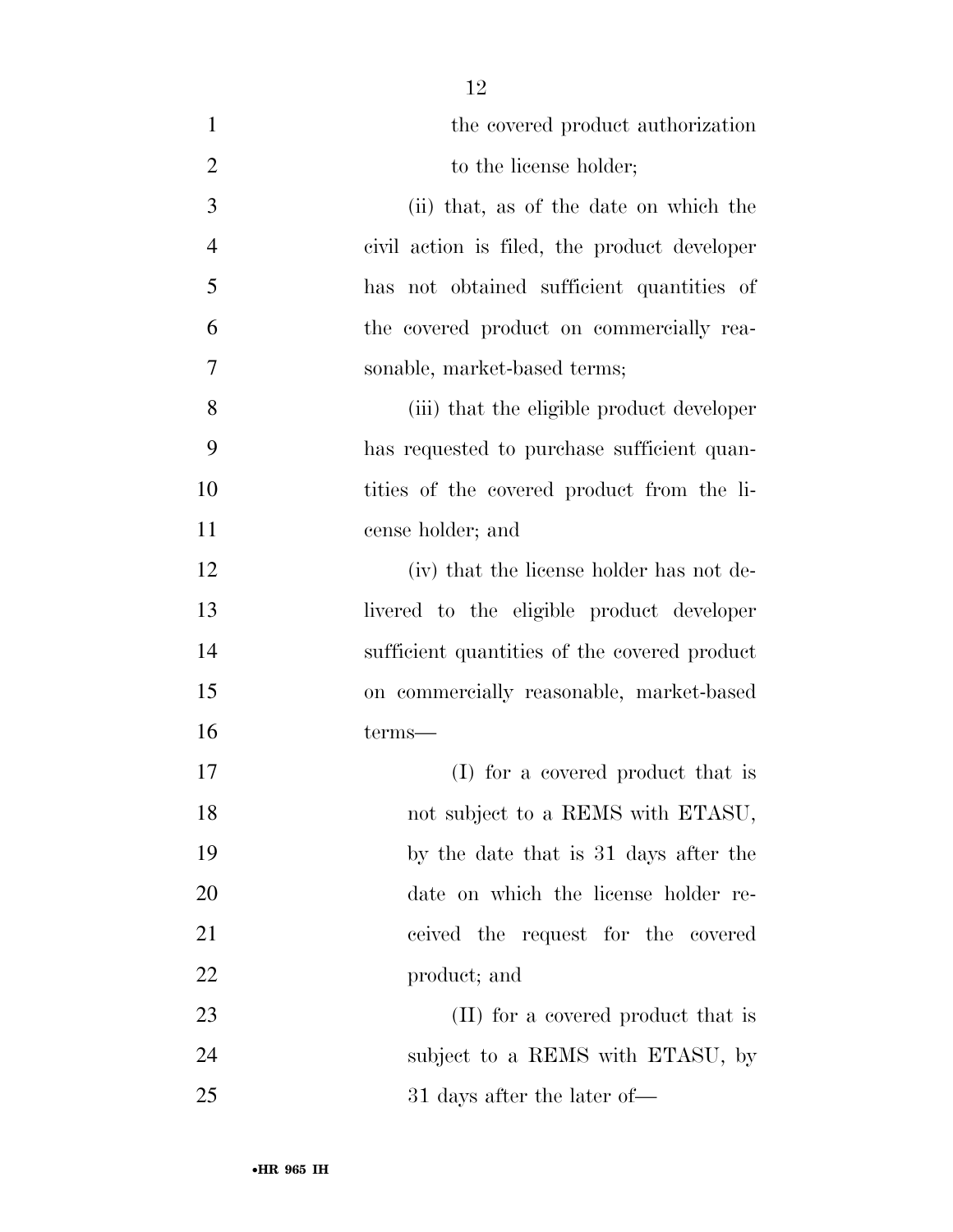the covered product authorization to the license holder;

(ii) that, as of the date on which the civil action is filed, the product developer has not obtained sufficient quantities of the covered product on commercially reasonable, market-based terms;

(iii) that the eligible product developer has requested to purchase sufficient quantities of the covered product from the license holder; and

(iv) that the license holder has not delivered to the eligible product developer sufficient quantities of the covered product on commercially reasonable, market-based terms—

(I) for a covered product that is not subject to a REMS with ETASU, by the date that is 31 days after the date on which the license holder received the request for the covered product; and

(II) for a covered product that is subject to a REMS with ETASU, by 31 days after the later of—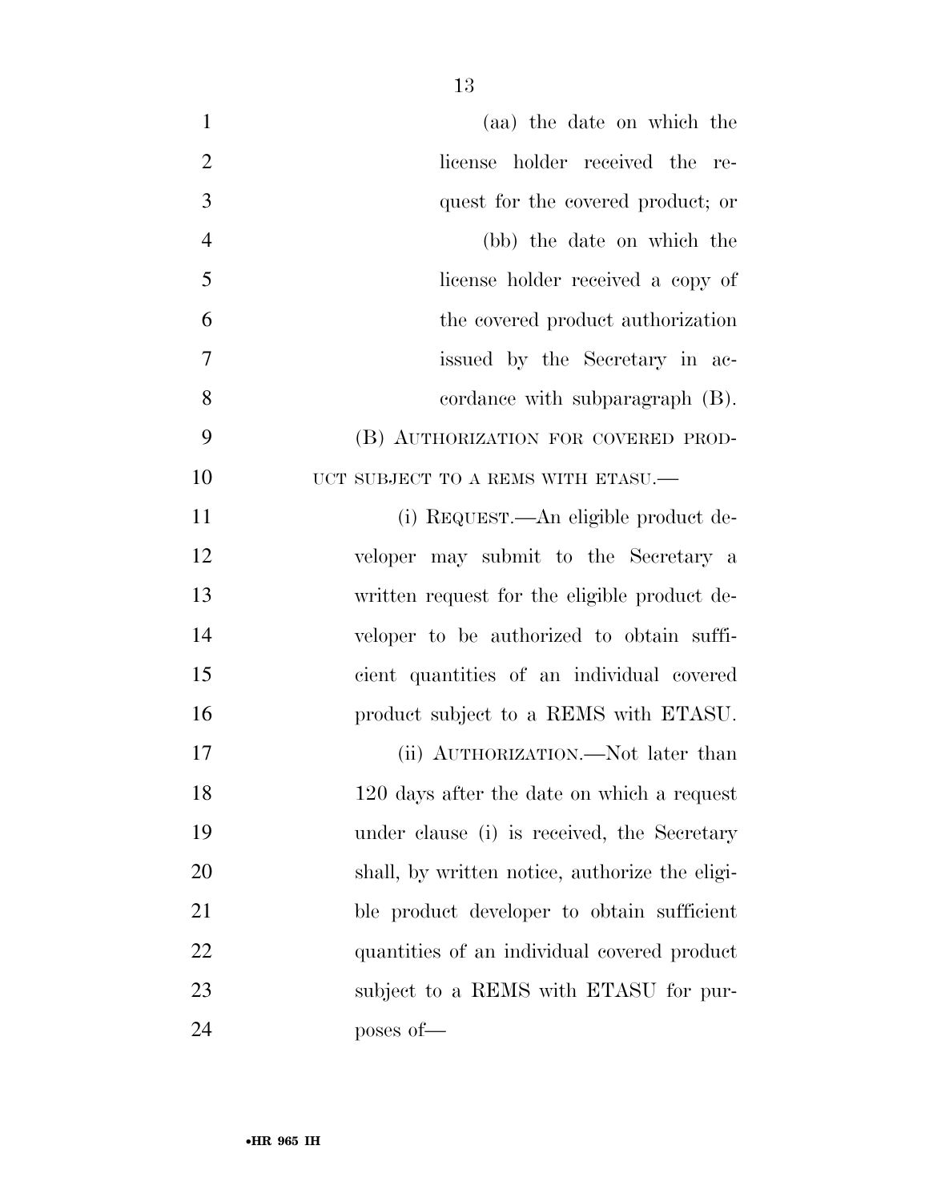(aa) the date on which the license holder received the request for the covered product; or

(bb) the date on which the license holder received a copy of the covered product authorization issued by the Secretary in accordance with subparagraph (B).

(B) AUTHORIZATION FOR COVERED PRODUCT SUBJECT TO A REMS WITH ETASU.—

(i) REQUEST.—An eligible product developer may submit to the Secretary a written request for the eligible product developer to be authorized to obtain sufficient quantities of an individual covered product subject to a REMS with ETASU.

(ii) AUTHORIZATION.—Not later than 120 days after the date on which a request under clause (i) is received, the Secretary shall, by written notice, authorize the eligible product developer to obtain sufficient quantities of an individual covered product subject to a REMS with ETASU for purposes of—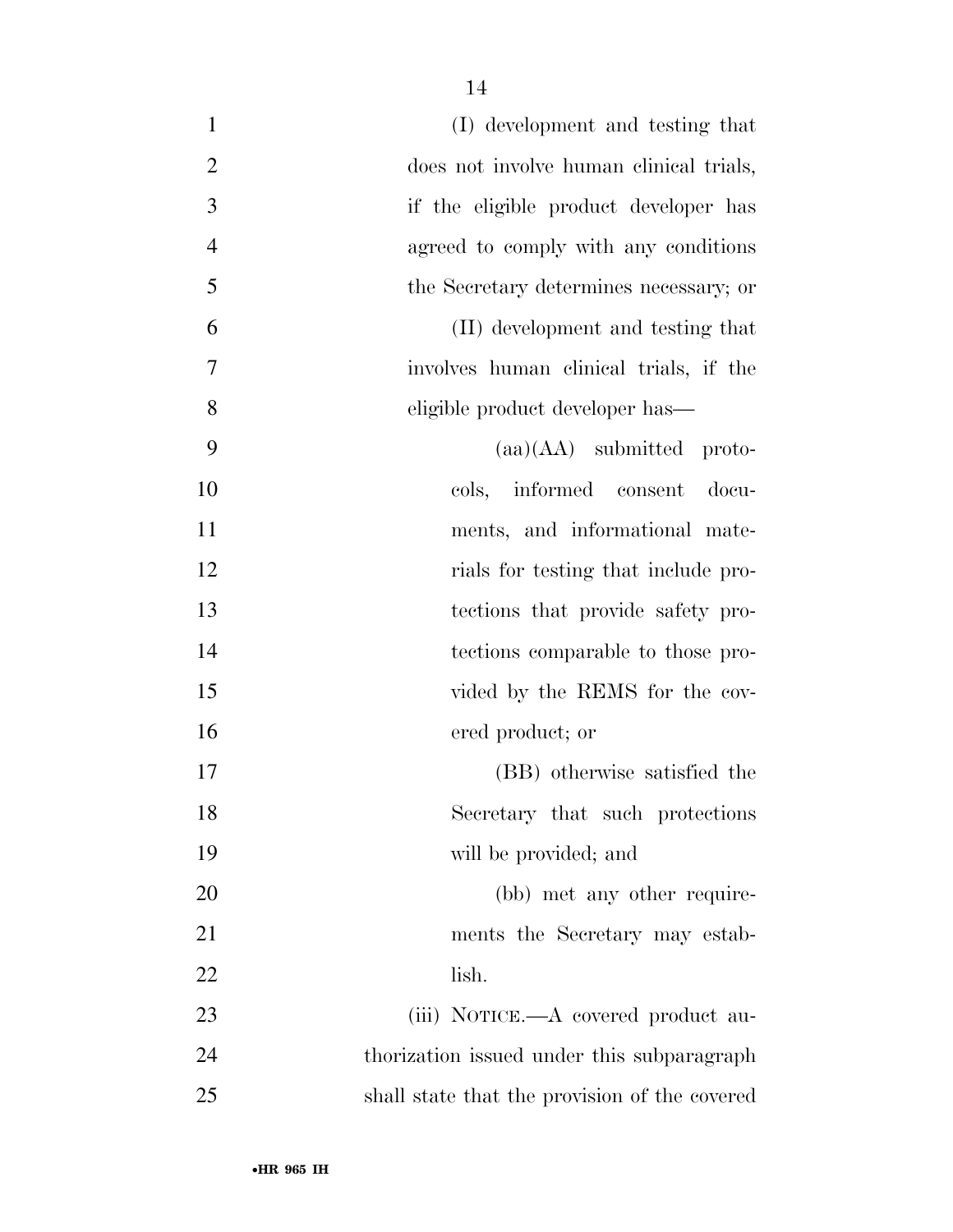(I) development and testing that does not involve human clinical trials, if the eligible product developer has agreed to comply with any conditions the Secretary determines necessary; or

(II) development and testing that involves human clinical trials, if the eligible product developer has—

(aa)(AA) submitted protocols, informed consent documents, and informational materials for testing that include protections that provide safety protections comparable to those provided by the REMS for the covered product; or

(BB) otherwise satisfied the Secretary that such protections will be provided; and

(bb) met any other requirements the Secretary may establish.

(iii) NOTICE.—A covered product authorization issued under this subparagraph shall state that the provision of the covered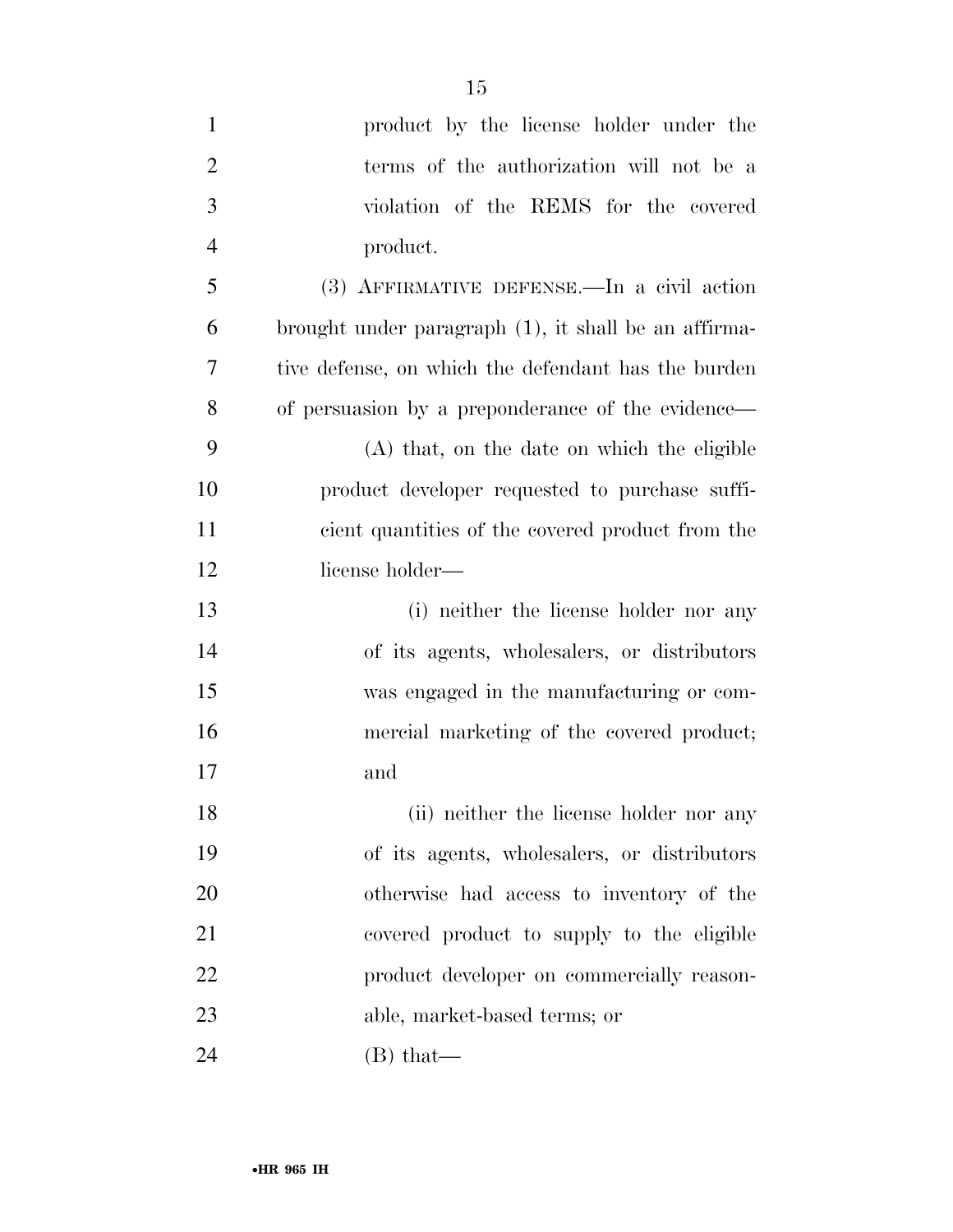product by the license holder under the terms of the authorization will not be a violation of the REMS for the covered product.

(3) AFFIRMATIVE DEFENSE.—In a civil action brought under paragraph (1), it shall be an affirmative defense, on which the defendant has the burden of persuasion by a preponderance of the evidence—

(A) that, on the date on which the eligible product developer requested to purchase sufficient quantities of the covered product from the license holder—

(i) neither the license holder nor any of its agents, wholesalers, or distributors was engaged in the manufacturing or commercial marketing of the covered product; and

(ii) neither the license holder nor any of its agents, wholesalers, or distributors otherwise had access to inventory of the covered product to supply to the eligible product developer on commercially reasonable, market-based terms; or

(B) that—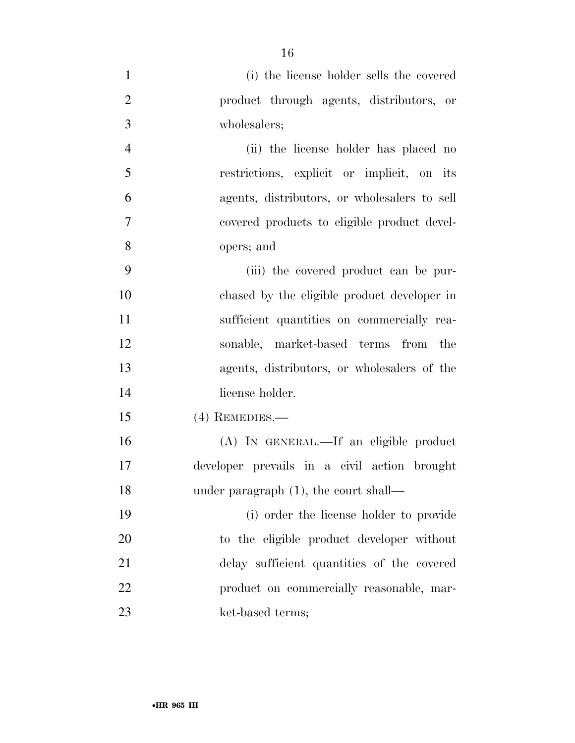(i) the license holder sells the covered product through agents, distributors, or wholesalers;

(ii) the license holder has placed no restrictions, explicit or implicit, on its agents, distributors, or wholesalers to sell covered products to eligible product developers; and

(iii) the covered product can be purchased by the eligible product developer in sufficient quantities on commercially reasonable, market-based terms from the agents, distributors, or wholesalers of the license holder.

(4) REMEDIES.—

(A) IN GENERAL.—If an eligible product developer prevails in a civil action brought under paragraph (1), the court shall—

(i) order the license holder to provide to the eligible product developer without delay sufficient quantities of the covered product on commercially reasonable, market-based terms;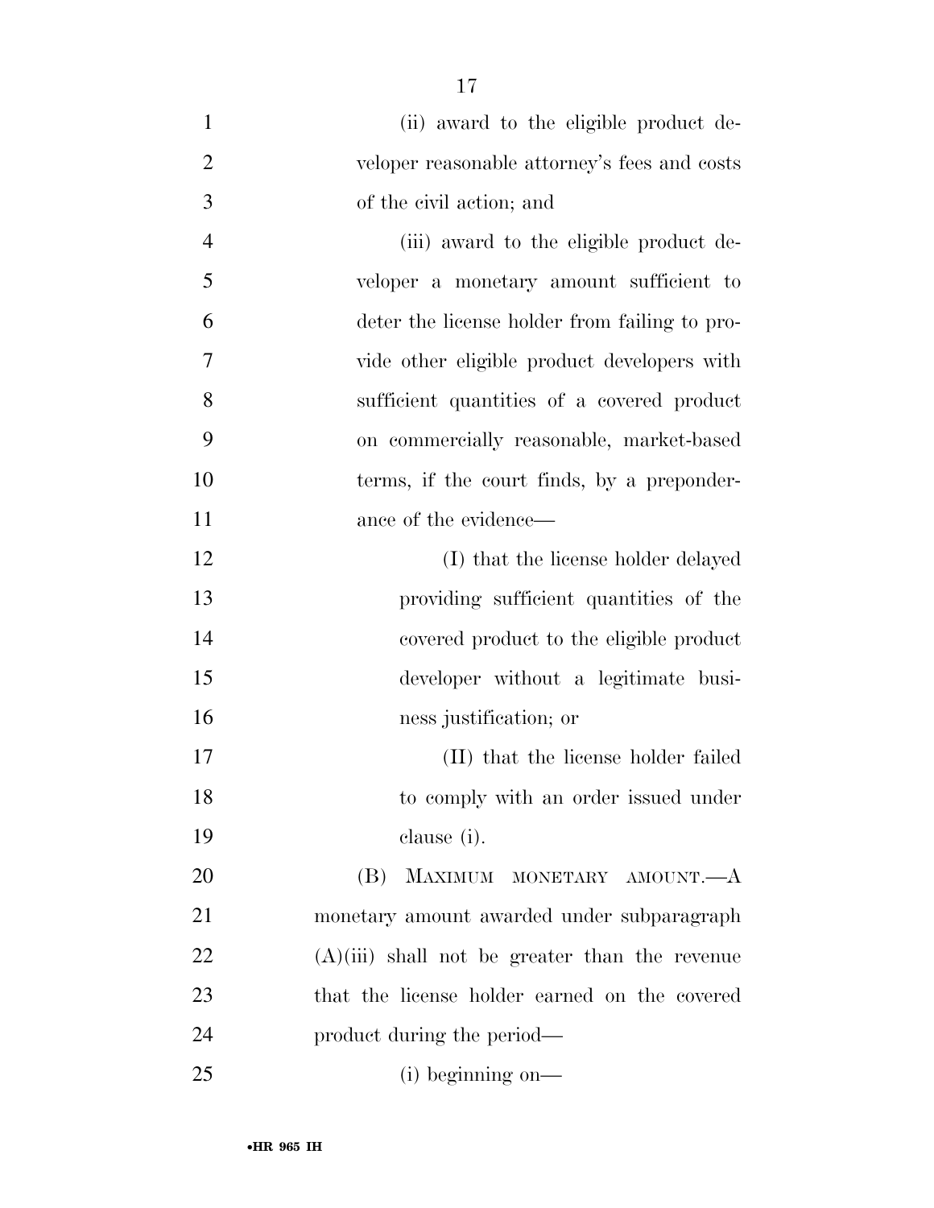(ii) award to the eligible product developer reasonable attorney's fees and costs of the civil action; and

(iii) award to the eligible product developer a monetary amount sufficient to deter the license holder from failing to provide other eligible product developers with sufficient quantities of a covered product on commercially reasonable, market-based terms, if the court finds, by a preponderance of the evidence—

(I) that the license holder delayed providing sufficient quantities of the covered product to the eligible product developer without a legitimate business justification; or

(II) that the license holder failed to comply with an order issued under clause (i).

(B) MAXIMUM MONETARY AMOUNT.—A monetary amount awarded under subparagraph (A)(iii) shall not be greater than the revenue that the license holder earned on the covered product during the period—

(i) beginning on—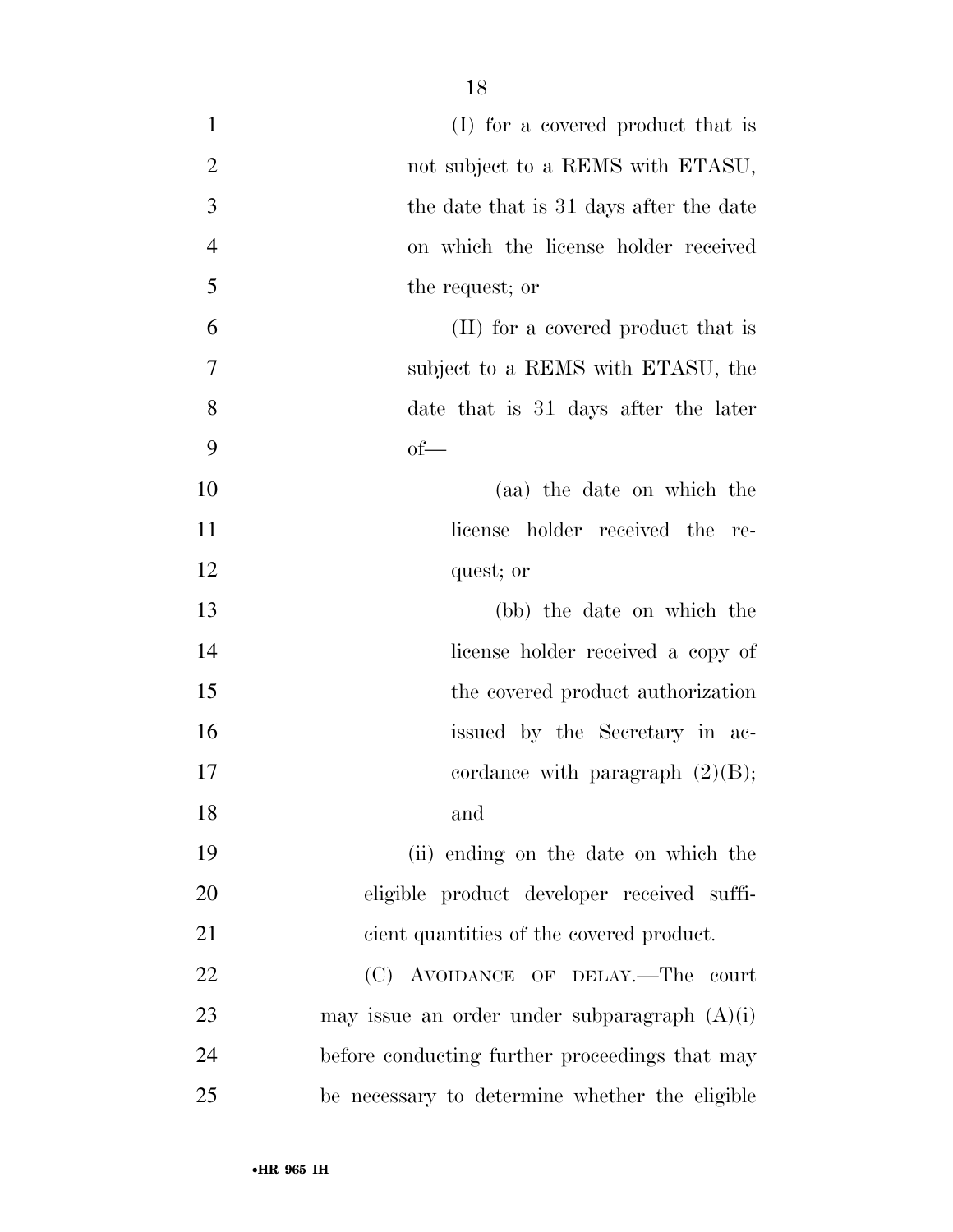(I) for a covered product that is not subject to a REMS with ETASU, the date that is 31 days after the date on which the license holder received the request; or

(II) for a covered product that is subject to a REMS with ETASU, the date that is 31 days after the later of—

(aa) the date on which the license holder received the request; or

(bb) the date on which the license holder received a copy of the covered product authorization issued by the Secretary in accordance with paragraph (2)(B); and

(ii) ending on the date on which the eligible product developer received sufficient quantities of the covered product.

(C) AVOIDANCE OF DELAY.—The court may issue an order under subparagraph (A)(i) before conducting further proceedings that may be necessary to determine whether the eligible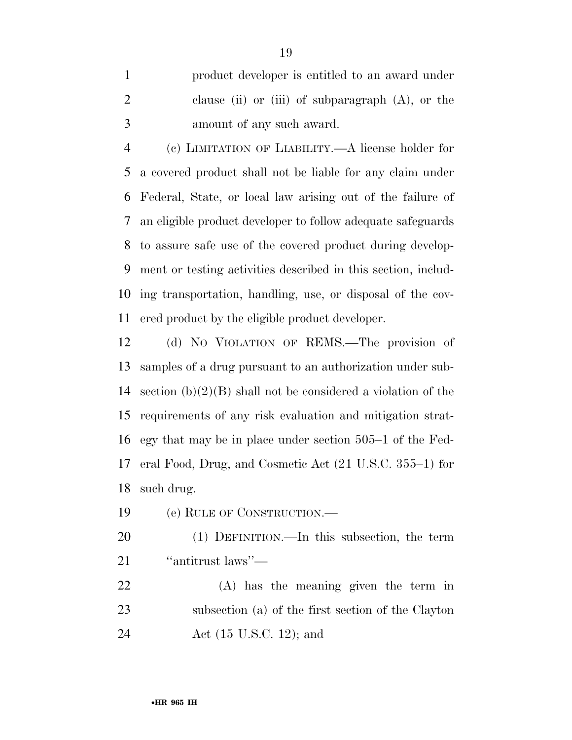product developer is entitled to an award under clause (ii) or (iii) of subparagraph (A), or the amount of any such award.

(c) LIMITATION OF LIABILITY.—A license holder for a covered product shall not be liable for any claim under Federal, State, or local law arising out of the failure of an eligible product developer to follow adequate safeguards to assure safe use of the covered product during development or testing activities described in this section, including transportation, handling, use, or disposal of the covered product by the eligible product developer.

(d) NO VIOLATION OF REMS.—The provision of samples of a drug pursuant to an authorization under subsection (b)(2)(B) shall not be considered a violation of the requirements of any risk evaluation and mitigation strategy that may be in place under section 505–1 of the Federal Food, Drug, and Cosmetic Act (21 U.S.C. 355–1) for such drug.

(e) RULE OF CONSTRUCTION.—

(1) DEFINITION.—In this subsection, the term "antitrust laws"—

(A) has the meaning given the term in subsection (a) of the first section of the Clayton Act (15 U.S.C. 12); and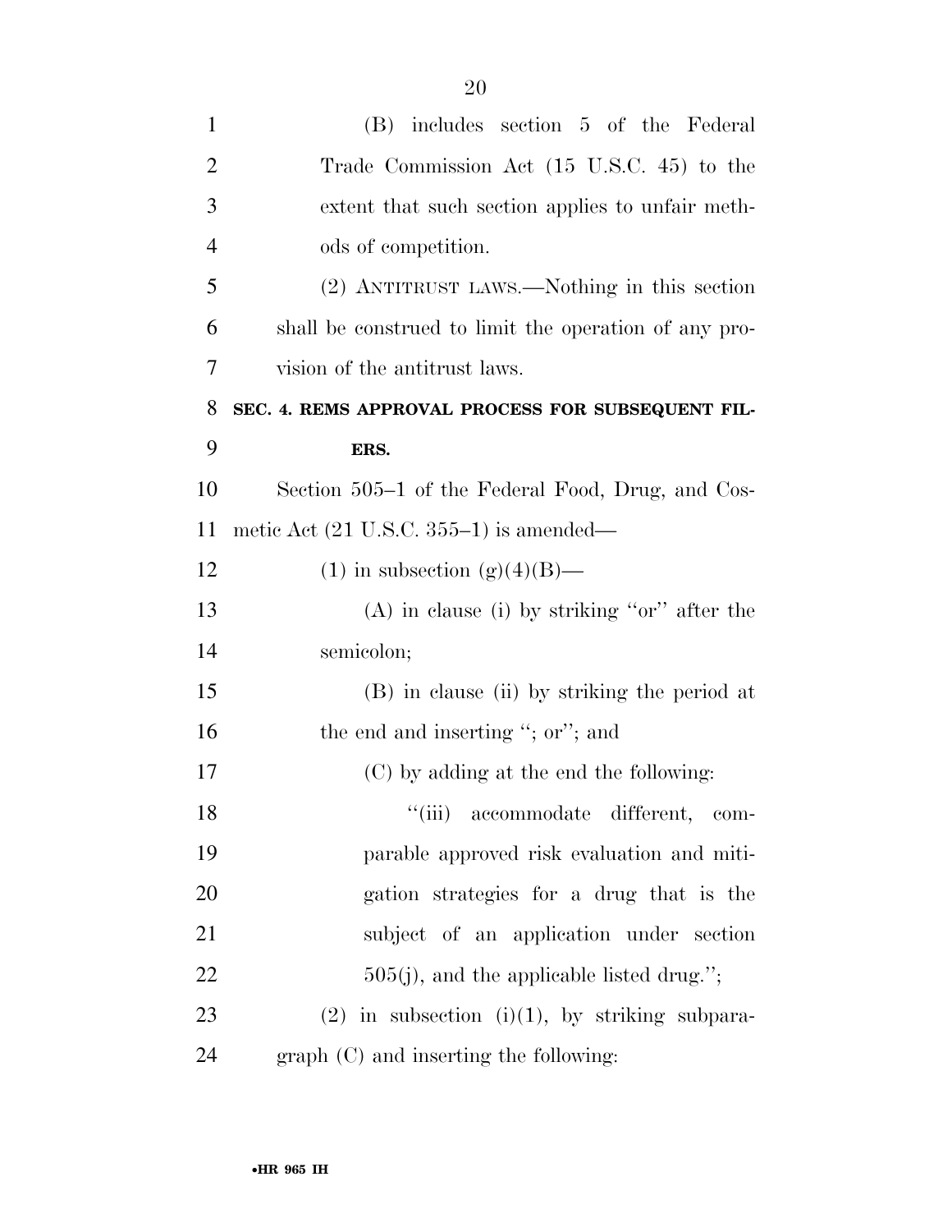(B) includes section 5 of the Federal Trade Commission Act (15 U.S.C. 45) to the extent that such section applies to unfair methods of competition.

(2) ANTITRUST LAWS.—Nothing in this section shall be construed to limit the operation of any provision of the antitrust laws.

**SEC. 4. REMS APPROVAL PROCESS FOR SUBSEQUENT FILERS.**

Section 505–1 of the Federal Food, Drug, and Cosmetic Act (21 U.S.C. 355–1) is amended—

(1) in subsection (g)(4)(B)—

(A) in clause (i) by striking ''or'' after the semicolon;

(B) in clause (ii) by striking the period at the end and inserting ''; or''; and

(C) by adding at the end the following:

''(iii) accommodate different, comparable approved risk evaluation and mitigation strategies for a drug that is the subject of an application under section 505(j), and the applicable listed drug.'';

(2) in subsection (i)(1), by striking subparagraph (C) and inserting the following: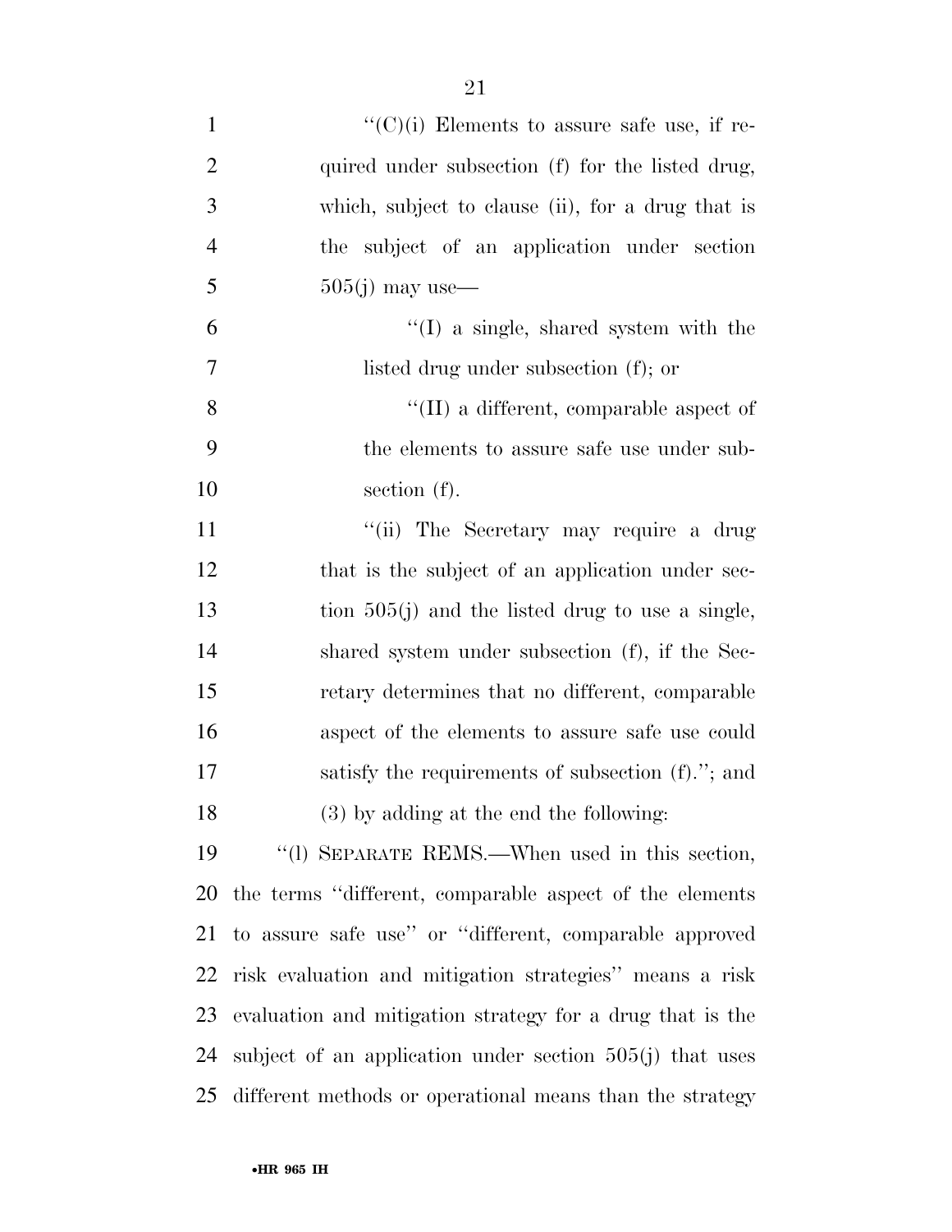''(C)(i) Elements to assure safe use, if required under subsection (f) for the listed drug, which, subject to clause (ii), for a drug that is the subject of an application under section 505(j) may use—

''(I) a single, shared system with the listed drug under subsection (f); or

''(II) a different, comparable aspect of the elements to assure safe use under subsection (f).

''(ii) The Secretary may require a drug that is the subject of an application under section 505(j) and the listed drug to use a single, shared system under subsection (f), if the Secretary determines that no different, comparable aspect of the elements to assure safe use could satisfy the requirements of subsection (f).''; and

(3) by adding at the end the following:

''(l) SEPARATE REMS.—When used in this section, the terms ''different, comparable aspect of the elements to assure safe use'' or ''different, comparable approved risk evaluation and mitigation strategies'' means a risk evaluation and mitigation strategy for a drug that is the subject of an application under section 505(j) that uses different methods or operational means than the strategy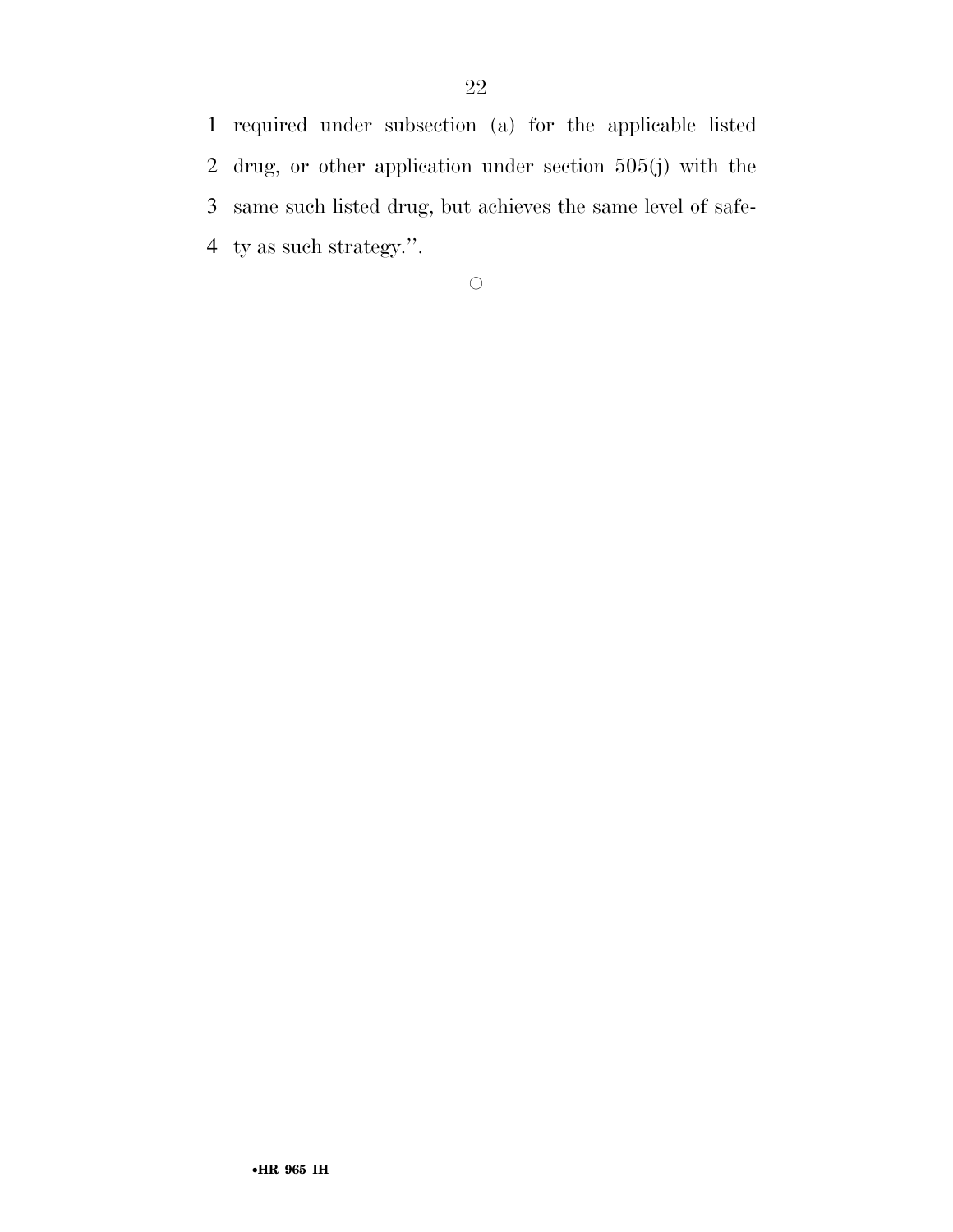required under subsection (a) for the applicable listed drug, or other application under section 505(j) with the same such listed drug, but achieves the same level of safety as such strategy.''.